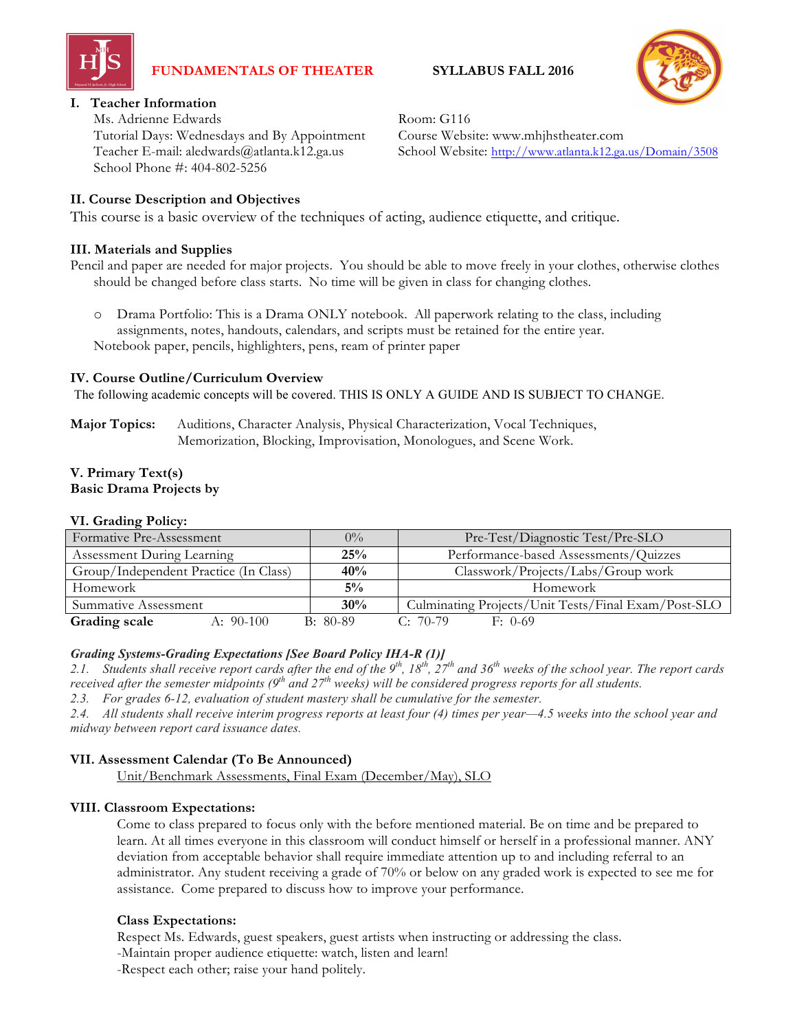**FUNDAMENTALS OF THEATER** **SYLLABUS FALL 2016**

## I. Teacher Information

Ms. Adrienne Edwards
Tutorial Days: Wednesdays and By Appointment
Teacher E-mail: aledwards@atlanta.k12.ga.us
School Phone #: 404-802-5256

Room: G116
Course Website: www.mhjhstheater.com
School Website: http://www.atlanta.k12.ga.us/Domain/3508

## II. Course Description and Objectives

This course is a basic overview of the techniques of acting, audience etiquette, and critique.

## III. Materials and Supplies

Pencil and paper are needed for major projects. You should be able to move freely in your clothes, otherwise clothes should be changed before class starts. No time will be given in class for changing clothes.

- Drama Portfolio: This is a Drama ONLY notebook. All paperwork relating to the class, including assignments, notes, handouts, calendars, and scripts must be retained for the entire year.

Notebook paper, pencils, highlighters, pens, ream of printer paper

## IV. Course Outline/Curriculum Overview

The following academic concepts will be covered. THIS IS ONLY A GUIDE AND IS SUBJECT TO CHANGE.

**Major Topics:** Auditions, Character Analysis, Physical Characterization, Vocal Techniques, Memorization, Blocking, Improvisation, Monologues, and Scene Work.

## V. Primary Text(s)

**Basic Drama Projects by**

## VI. Grading Policy:

| Category | Weight | Description |
|---|---|---|
| Formative Pre-Assessment | 0% | Pre-Test/Diagnostic Test/Pre-SLO |
| Assessment During Learning | **25%** | Performance-based Assessments/Quizzes |
| Group/Independent Practice (In Class) | **40%** | Classwork/Projects/Labs/Group work |
| Homework | **5%** | Homework |
| Summative Assessment | **30%** | Culminating Projects/Unit Tests/Final Exam/Post-SLO |

**Grading scale** A: 90-100 B: 80-89 C: 70-79 F: 0-69

***Grading Systems-Grading Expectations [See Board Policy IHA-R (1)]***

*2.1. Students shall receive report cards after the end of the 9th, 18th, 27th and 36th weeks of the school year. The report cards received after the semester midpoints (9th and 27th weeks) will be considered progress reports for all students.*

*2.3. For grades 6-12, evaluation of student mastery shall be cumulative for the semester.*

*2.4. All students shall receive interim progress reports at least four (4) times per year—4.5 weeks into the school year and midway between report card issuance dates.*

## VII. Assessment Calendar (To Be Announced)

Unit/Benchmark Assessments, Final Exam (December/May), SLO

## VIII. Classroom Expectations:

Come to class prepared to focus only with the before mentioned material. Be on time and be prepared to learn. At all times everyone in this classroom will conduct himself or herself in a professional manner. ANY deviation from acceptable behavior shall require immediate attention up to and including referral to an administrator. Any student receiving a grade of 70% or below on any graded work is expected to see me for assistance. Come prepared to discuss how to improve your performance.

### Class Expectations:

Respect Ms. Edwards, guest speakers, guest artists when instructing or addressing the class.
-Maintain proper audience etiquette: watch, listen and learn!
-Respect each other; raise your hand politely.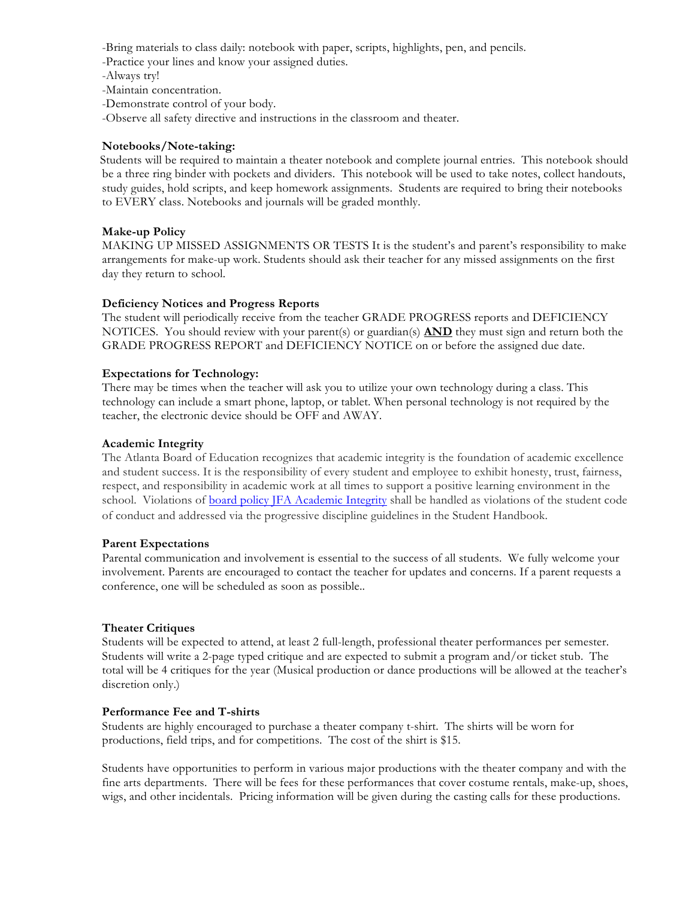-Bring materials to class daily: notebook with paper, scripts, highlights, pen, and pencils.
-Practice your lines and know your assigned duties.
-Always try!
-Maintain concentration.
-Demonstrate control of your body.
-Observe all safety directive and instructions in the classroom and theater.

**Notebooks/Note-taking:**
Students will be required to maintain a theater notebook and complete journal entries. This notebook should be a three ring binder with pockets and dividers. This notebook will be used to take notes, collect handouts, study guides, hold scripts, and keep homework assignments. Students are required to bring their notebooks to EVERY class. Notebooks and journals will be graded monthly.

**Make-up Policy**
MAKING UP MISSED ASSIGNMENTS OR TESTS It is the student's and parent's responsibility to make arrangements for make-up work. Students should ask their teacher for any missed assignments on the first day they return to school.

**Deficiency Notices and Progress Reports**
The student will periodically receive from the teacher GRADE PROGRESS reports and DEFICIENCY NOTICES. You should review with your parent(s) or guardian(s) **AND** they must sign and return both the GRADE PROGRESS REPORT and DEFICIENCY NOTICE on or before the assigned due date.

**Expectations for Technology:**
There may be times when the teacher will ask you to utilize your own technology during a class. This technology can include a smart phone, laptop, or tablet. When personal technology is not required by the teacher, the electronic device should be OFF and AWAY.

**Academic Integrity**
The Atlanta Board of Education recognizes that academic integrity is the foundation of academic excellence and student success. It is the responsibility of every student and employee to exhibit honesty, trust, fairness, respect, and responsibility in academic work at all times to support a positive learning environment in the school. Violations of board policy JFA Academic Integrity shall be handled as violations of the student code of conduct and addressed via the progressive discipline guidelines in the Student Handbook.

**Parent Expectations**
Parental communication and involvement is essential to the success of all students. We fully welcome your involvement. Parents are encouraged to contact the teacher for updates and concerns. If a parent requests a conference, one will be scheduled as soon as possible..

**Theater Critiques**
Students will be expected to attend, at least 2 full-length, professional theater performances per semester. Students will write a 2-page typed critique and are expected to submit a program and/or ticket stub. The total will be 4 critiques for the year (Musical production or dance productions will be allowed at the teacher's discretion only.)

**Performance Fee and T-shirts**
Students are highly encouraged to purchase a theater company t-shirt. The shirts will be worn for productions, field trips, and for competitions. The cost of the shirt is $15.

Students have opportunities to perform in various major productions with the theater company and with the fine arts departments. There will be fees for these performances that cover costume rentals, make-up, shoes, wigs, and other incidentals. Pricing information will be given during the casting calls for these productions.